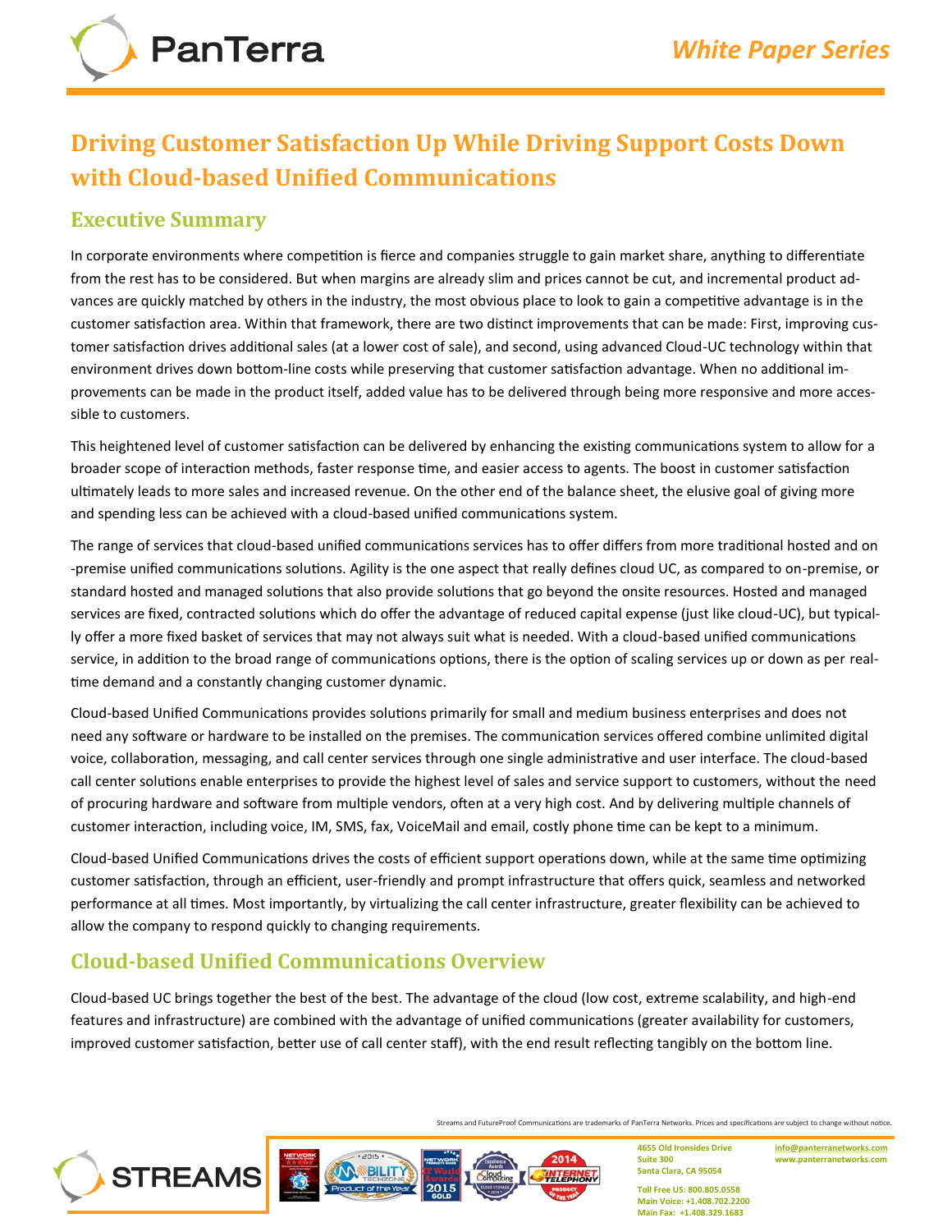# Driving Customer Satisfaction Up While Driving Support Costs Down with Cloud-based Unified Communications

## Executive Summary

In corporate environments where competition is fierce and companies struggle to gain market share, anything to differentiate from the rest has to be considered. But when margins are already slim and prices cannot be cut, and incremental product advances are quickly matched by others in the industry, the most obvious place to look to gain a competitive advantage is in the customer satisfaction area. Within that framework, there are two distinct improvements that can be made: First, improving customer satisfaction drives additional sales (at a lower cost of sale), and second, using advanced Cloud-UC technology within that environment drives down bottom-line costs while preserving that customer satisfaction advantage. When no additional improvements can be made in the product itself, added value has to be delivered through being more responsive and more accessible to customers.

This heightened level of customer satisfaction can be delivered by enhancing the existing communications system to allow for a broader scope of interaction methods, faster response time, and easier access to agents. The boost in customer satisfaction ultimately leads to more sales and increased revenue. On the other end of the balance sheet, the elusive goal of giving more and spending less can be achieved with a cloud-based unified communications system.

The range of services that cloud-based unified communications services has to offer differs from more traditional hosted and on-premise unified communications solutions. Agility is the one aspect that really defines cloud UC, as compared to on-premise, or standard hosted and managed solutions that also provide solutions that go beyond the onsite resources. Hosted and managed services are fixed, contracted solutions which do offer the advantage of reduced capital expense (just like cloud-UC), but typically offer a more fixed basket of services that may not always suit what is needed. With a cloud-based unified communications service, in addition to the broad range of communications options, there is the option of scaling services up or down as per real-time demand and a constantly changing customer dynamic.

Cloud-based Unified Communications provides solutions primarily for small and medium business enterprises and does not need any software or hardware to be installed on the premises. The communication services offered combine unlimited digital voice, collaboration, messaging, and call center services through one single administrative and user interface. The cloud-based call center solutions enable enterprises to provide the highest level of sales and service support to customers, without the need of procuring hardware and software from multiple vendors, often at a very high cost. And by delivering multiple channels of customer interaction, including voice, IM, SMS, fax, VoiceMail and email, costly phone time can be kept to a minimum.

Cloud-based Unified Communications drives the costs of efficient support operations down, while at the same time optimizing customer satisfaction, through an efficient, user-friendly and prompt infrastructure that offers quick, seamless and networked performance at all times. Most importantly, by virtualizing the call center infrastructure, greater flexibility can be achieved to allow the company to respond quickly to changing requirements.

## Cloud-based Unified Communications Overview

Cloud-based UC brings together the best of the best. The advantage of the cloud (low cost, extreme scalability, and high-end features and infrastructure) are combined with the advantage of unified communications (greater availability for customers, improved customer satisfaction, better use of call center staff), with the end result reflecting tangibly on the bottom line.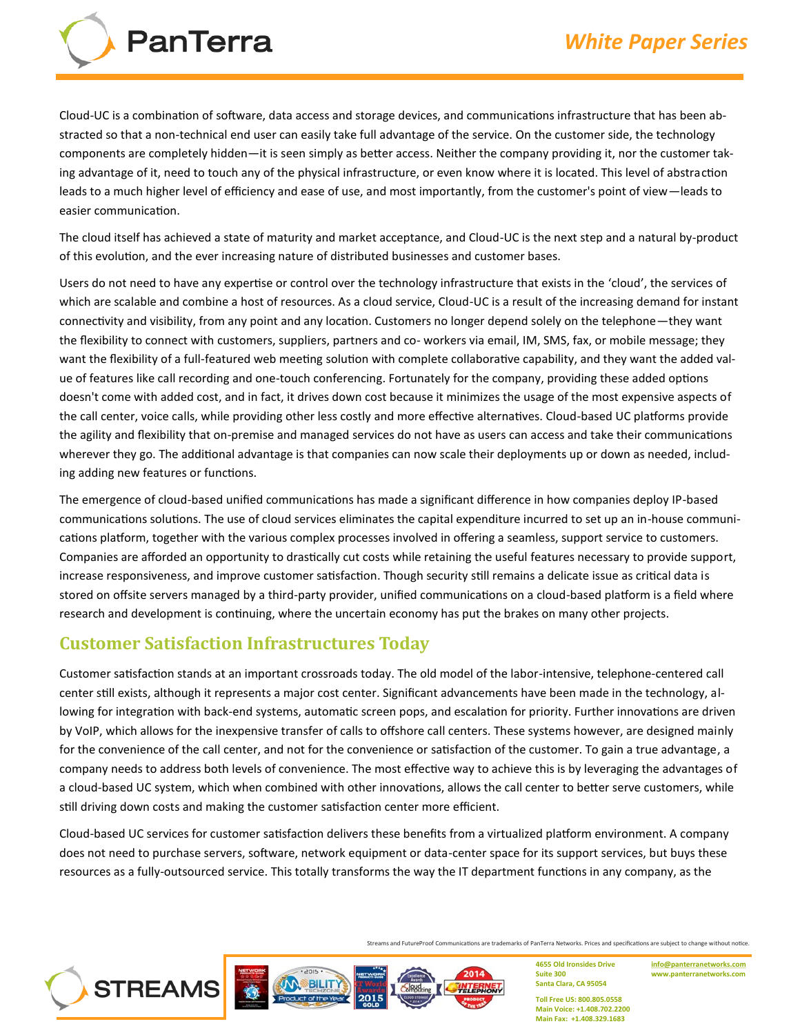Cloud-UC is a combination of software, data access and storage devices, and communications infrastructure that has been abstracted so that a non-technical end user can easily take full advantage of the service. On the customer side, the technology components are completely hidden—it is seen simply as better access. Neither the company providing it, nor the customer taking advantage of it, need to touch any of the physical infrastructure, or even know where it is located. This level of abstraction leads to a much higher level of efficiency and ease of use, and most importantly, from the customer's point of view—leads to easier communication.

The cloud itself has achieved a state of maturity and market acceptance, and Cloud-UC is the next step and a natural by-product of this evolution, and the ever increasing nature of distributed businesses and customer bases.

Users do not need to have any expertise or control over the technology infrastructure that exists in the 'cloud', the services of which are scalable and combine a host of resources. As a cloud service, Cloud-UC is a result of the increasing demand for instant connectivity and visibility, from any point and any location. Customers no longer depend solely on the telephone—they want the flexibility to connect with customers, suppliers, partners and co- workers via email, IM, SMS, fax, or mobile message; they want the flexibility of a full-featured web meeting solution with complete collaborative capability, and they want the added value of features like call recording and one-touch conferencing. Fortunately for the company, providing these added options doesn't come with added cost, and in fact, it drives down cost because it minimizes the usage of the most expensive aspects of the call center, voice calls, while providing other less costly and more effective alternatives. Cloud-based UC platforms provide the agility and flexibility that on-premise and managed services do not have as users can access and take their communications wherever they go. The additional advantage is that companies can now scale their deployments up or down as needed, including adding new features or functions.

The emergence of cloud-based unified communications has made a significant difference in how companies deploy IP-based communications solutions. The use of cloud services eliminates the capital expenditure incurred to set up an in-house communications platform, together with the various complex processes involved in offering a seamless, support service to customers. Companies are afforded an opportunity to drastically cut costs while retaining the useful features necessary to provide support, increase responsiveness, and improve customer satisfaction. Though security still remains a delicate issue as critical data is stored on offsite servers managed by a third-party provider, unified communications on a cloud-based platform is a field where research and development is continuing, where the uncertain economy has put the brakes on many other projects.

## Customer Satisfaction Infrastructures Today

Customer satisfaction stands at an important crossroads today. The old model of the labor-intensive, telephone-centered call center still exists, although it represents a major cost center. Significant advancements have been made in the technology, allowing for integration with back-end systems, automatic screen pops, and escalation for priority. Further innovations are driven by VoIP, which allows for the inexpensive transfer of calls to offshore call centers. These systems however, are designed mainly for the convenience of the call center, and not for the convenience or satisfaction of the customer. To gain a true advantage, a company needs to address both levels of convenience. The most effective way to achieve this is by leveraging the advantages of a cloud-based UC system, which when combined with other innovations, allows the call center to better serve customers, while still driving down costs and making the customer satisfaction center more efficient.

Cloud-based UC services for customer satisfaction delivers these benefits from a virtualized platform environment. A company does not need to purchase servers, software, network equipment or data-center space for its support services, but buys these resources as a fully-outsourced service. This totally transforms the way the IT department functions in any company, as the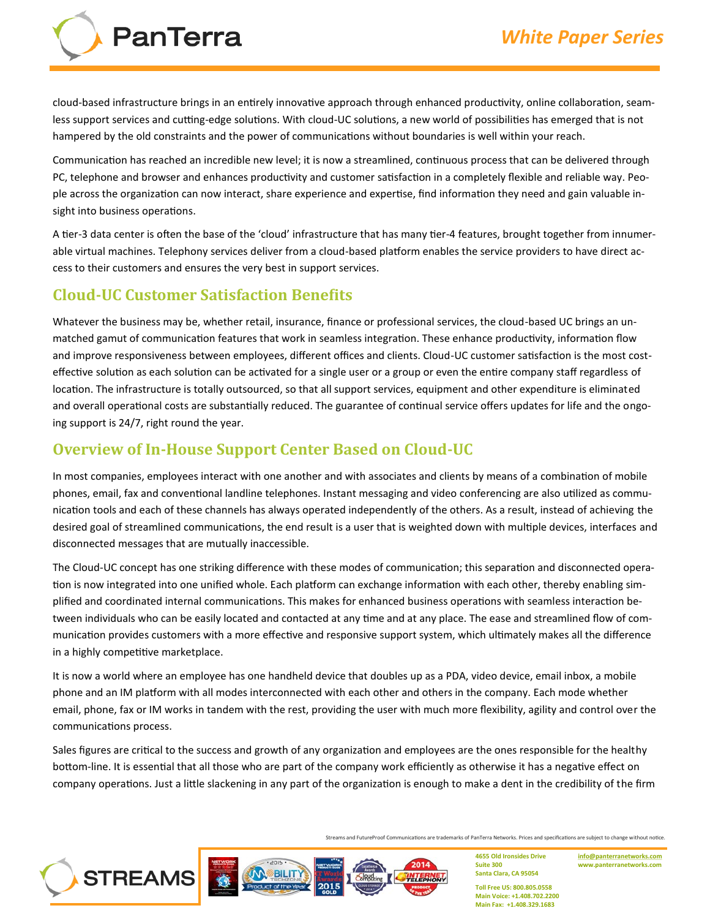cloud-based infrastructure brings in an entirely innovative approach through enhanced productivity, online collaboration, seamless support services and cutting-edge solutions. With cloud-UC solutions, a new world of possibilities has emerged that is not hampered by the old constraints and the power of communications without boundaries is well within your reach.

Communication has reached an incredible new level; it is now a streamlined, continuous process that can be delivered through PC, telephone and browser and enhances productivity and customer satisfaction in a completely flexible and reliable way. People across the organization can now interact, share experience and expertise, find information they need and gain valuable insight into business operations.

A tier-3 data center is often the base of the 'cloud' infrastructure that has many tier-4 features, brought together from innumerable virtual machines. Telephony services deliver from a cloud-based platform enables the service providers to have direct access to their customers and ensures the very best in support services.

## Cloud-UC Customer Satisfaction Benefits

Whatever the business may be, whether retail, insurance, finance or professional services, the cloud-based UC brings an unmatched gamut of communication features that work in seamless integration. These enhance productivity, information flow and improve responsiveness between employees, different offices and clients. Cloud-UC customer satisfaction is the most cost-effective solution as each solution can be activated for a single user or a group or even the entire company staff regardless of location. The infrastructure is totally outsourced, so that all support services, equipment and other expenditure is eliminated and overall operational costs are substantially reduced. The guarantee of continual service offers updates for life and the ongoing support is 24/7, right round the year.

## Overview of In-House Support Center Based on Cloud-UC

In most companies, employees interact with one another and with associates and clients by means of a combination of mobile phones, email, fax and conventional landline telephones. Instant messaging and video conferencing are also utilized as communication tools and each of these channels has always operated independently of the others. As a result, instead of achieving the desired goal of streamlined communications, the end result is a user that is weighted down with multiple devices, interfaces and disconnected messages that are mutually inaccessible.

The Cloud-UC concept has one striking difference with these modes of communication; this separation and disconnected operation is now integrated into one unified whole. Each platform can exchange information with each other, thereby enabling simplified and coordinated internal communications. This makes for enhanced business operations with seamless interaction between individuals who can be easily located and contacted at any time and at any place. The ease and streamlined flow of communication provides customers with a more effective and responsive support system, which ultimately makes all the difference in a highly competitive marketplace.

It is now a world where an employee has one handheld device that doubles up as a PDA, video device, email inbox, a mobile phone and an IM platform with all modes interconnected with each other and others in the company. Each mode whether email, phone, fax or IM works in tandem with the rest, providing the user with much more flexibility, agility and control over the communications process.

Sales figures are critical to the success and growth of any organization and employees are the ones responsible for the healthy bottom-line. It is essential that all those who are part of the company work efficiently as otherwise it has a negative effect on company operations. Just a little slackening in any part of the organization is enough to make a dent in the credibility of the firm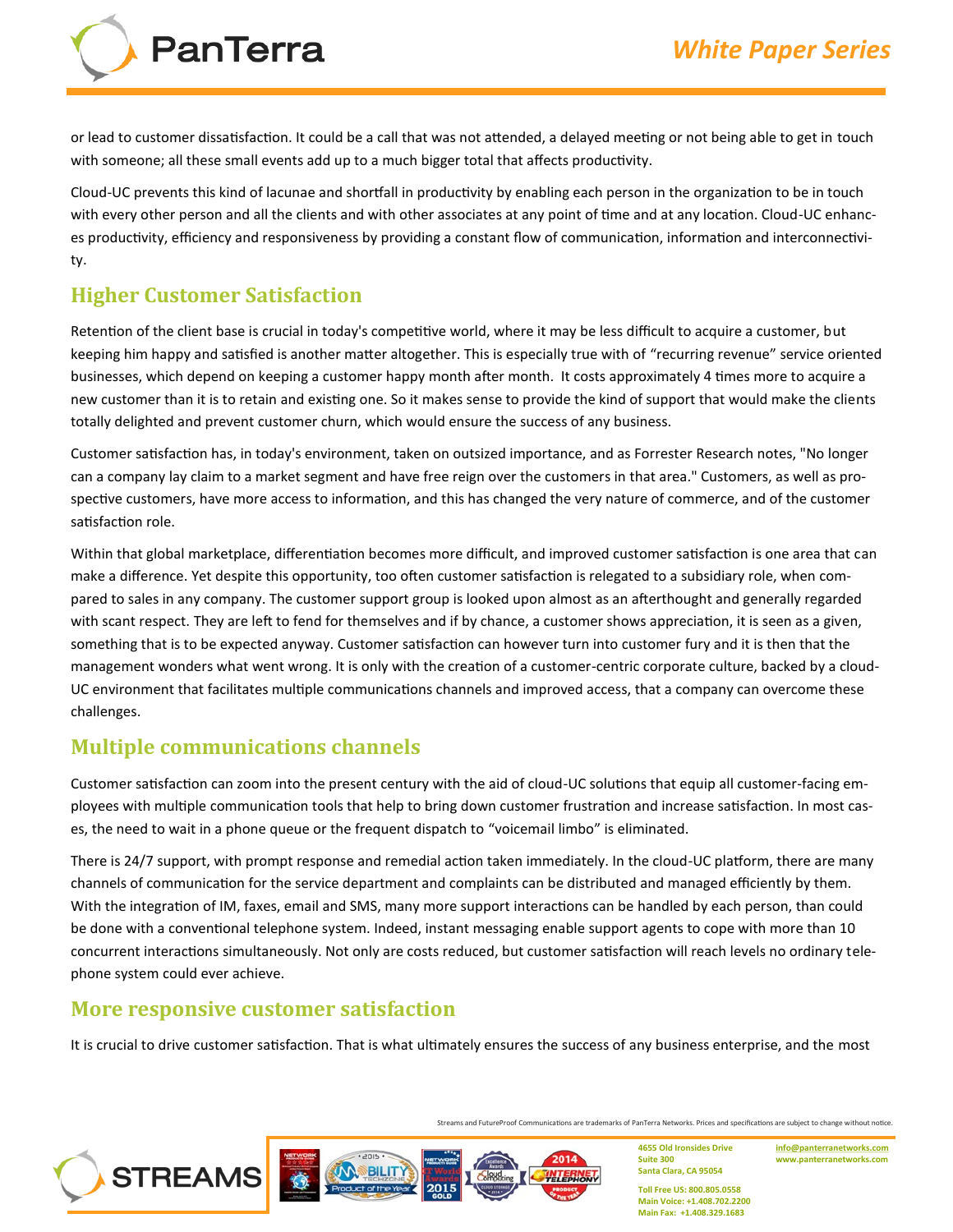or lead to customer dissatisfaction. It could be a call that was not attended, a delayed meeting or not being able to get in touch with someone; all these small events add up to a much bigger total that affects productivity.

Cloud-UC prevents this kind of lacunae and shortfall in productivity by enabling each person in the organization to be in touch with every other person and all the clients and with other associates at any point of time and at any location. Cloud-UC enhances productivity, efficiency and responsiveness by providing a constant flow of communication, information and interconnectivity.

## Higher Customer Satisfaction

Retention of the client base is crucial in today's competitive world, where it may be less difficult to acquire a customer, but keeping him happy and satisfied is another matter altogether. This is especially true with of "recurring revenue" service oriented businesses, which depend on keeping a customer happy month after month. It costs approximately 4 times more to acquire a new customer than it is to retain and existing one. So it makes sense to provide the kind of support that would make the clients totally delighted and prevent customer churn, which would ensure the success of any business.

Customer satisfaction has, in today's environment, taken on outsized importance, and as Forrester Research notes, "No longer can a company lay claim to a market segment and have free reign over the customers in that area." Customers, as well as prospective customers, have more access to information, and this has changed the very nature of commerce, and of the customer satisfaction role.

Within that global marketplace, differentiation becomes more difficult, and improved customer satisfaction is one area that can make a difference. Yet despite this opportunity, too often customer satisfaction is relegated to a subsidiary role, when compared to sales in any company. The customer support group is looked upon almost as an afterthought and generally regarded with scant respect. They are left to fend for themselves and if by chance, a customer shows appreciation, it is seen as a given, something that is to be expected anyway. Customer satisfaction can however turn into customer fury and it is then that the management wonders what went wrong. It is only with the creation of a customer-centric corporate culture, backed by a cloud-UC environment that facilitates multiple communications channels and improved access, that a company can overcome these challenges.

## Multiple communications channels

Customer satisfaction can zoom into the present century with the aid of cloud-UC solutions that equip all customer-facing employees with multiple communication tools that help to bring down customer frustration and increase satisfaction. In most cases, the need to wait in a phone queue or the frequent dispatch to "voicemail limbo" is eliminated.

There is 24/7 support, with prompt response and remedial action taken immediately. In the cloud-UC platform, there are many channels of communication for the service department and complaints can be distributed and managed efficiently by them. With the integration of IM, faxes, email and SMS, many more support interactions can be handled by each person, than could be done with a conventional telephone system. Indeed, instant messaging enable support agents to cope with more than 10 concurrent interactions simultaneously. Not only are costs reduced, but customer satisfaction will reach levels no ordinary telephone system could ever achieve.

## More responsive customer satisfaction

It is crucial to drive customer satisfaction. That is what ultimately ensures the success of any business enterprise, and the most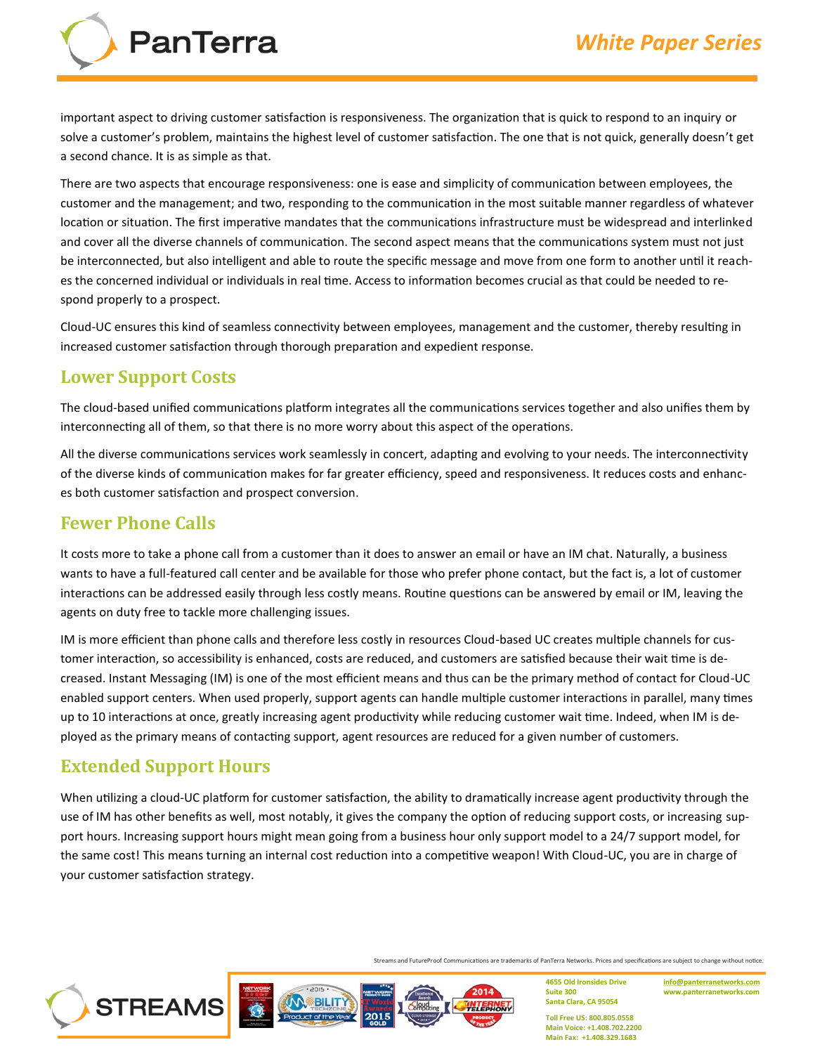important aspect to driving customer satisfaction is responsiveness. The organization that is quick to respond to an inquiry or solve a customer's problem, maintains the highest level of customer satisfaction. The one that is not quick, generally doesn't get a second chance. It is as simple as that.

There are two aspects that encourage responsiveness: one is ease and simplicity of communication between employees, the customer and the management; and two, responding to the communication in the most suitable manner regardless of whatever location or situation. The first imperative mandates that the communications infrastructure must be widespread and interlinked and cover all the diverse channels of communication. The second aspect means that the communications system must not just be interconnected, but also intelligent and able to route the specific message and move from one form to another until it reaches the concerned individual or individuals in real time. Access to information becomes crucial as that could be needed to respond properly to a prospect.

Cloud-UC ensures this kind of seamless connectivity between employees, management and the customer, thereby resulting in increased customer satisfaction through thorough preparation and expedient response.

## Lower Support Costs

The cloud-based unified communications platform integrates all the communications services together and also unifies them by interconnecting all of them, so that there is no more worry about this aspect of the operations.

All the diverse communications services work seamlessly in concert, adapting and evolving to your needs. The interconnectivity of the diverse kinds of communication makes for far greater efficiency, speed and responsiveness. It reduces costs and enhances both customer satisfaction and prospect conversion.

## Fewer Phone Calls

It costs more to take a phone call from a customer than it does to answer an email or have an IM chat. Naturally, a business wants to have a full-featured call center and be available for those who prefer phone contact, but the fact is, a lot of customer interactions can be addressed easily through less costly means. Routine questions can be answered by email or IM, leaving the agents on duty free to tackle more challenging issues.

IM is more efficient than phone calls and therefore less costly in resources Cloud-based UC creates multiple channels for customer interaction, so accessibility is enhanced, costs are reduced, and customers are satisfied because their wait time is decreased. Instant Messaging (IM) is one of the most efficient means and thus can be the primary method of contact for Cloud-UC enabled support centers. When used properly, support agents can handle multiple customer interactions in parallel, many times up to 10 interactions at once, greatly increasing agent productivity while reducing customer wait time. Indeed, when IM is deployed as the primary means of contacting support, agent resources are reduced for a given number of customers.

## Extended Support Hours

When utilizing a cloud-UC platform for customer satisfaction, the ability to dramatically increase agent productivity through the use of IM has other benefits as well, most notably, it gives the company the option of reducing support costs, or increasing support hours. Increasing support hours might mean going from a business hour only support model to a 24/7 support model, for the same cost! This means turning an internal cost reduction into a competitive weapon! With Cloud-UC, you are in charge of your customer satisfaction strategy.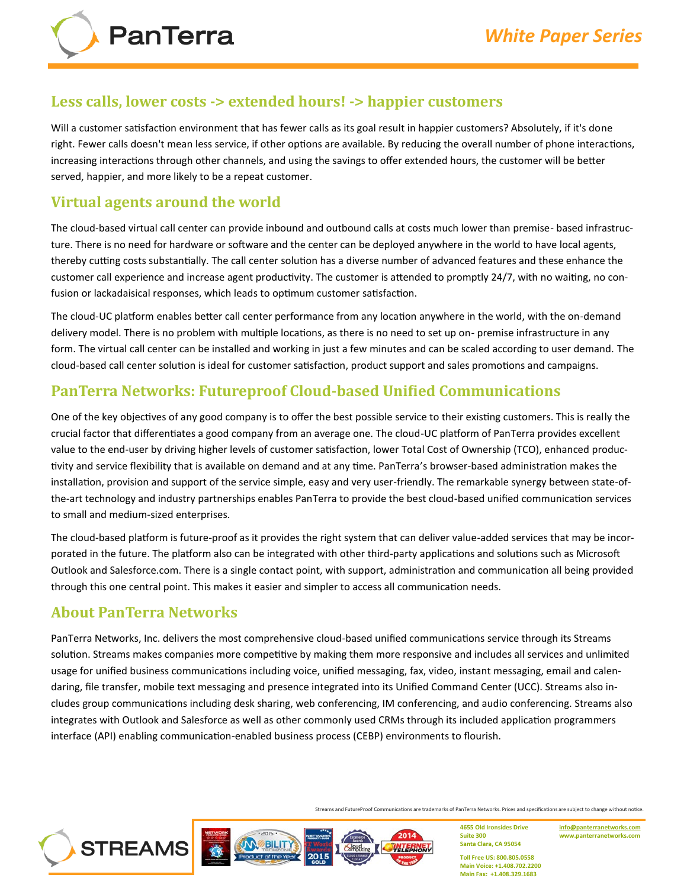## Less calls, lower costs -> extended hours! -> happier customers

Will a customer satisfaction environment that has fewer calls as its goal result in happier customers? Absolutely, if it's done right. Fewer calls doesn't mean less service, if other options are available. By reducing the overall number of phone interactions, increasing interactions through other channels, and using the savings to offer extended hours, the customer will be better served, happier, and more likely to be a repeat customer.

## Virtual agents around the world

The cloud-based virtual call center can provide inbound and outbound calls at costs much lower than premise- based infrastructure. There is no need for hardware or software and the center can be deployed anywhere in the world to have local agents, thereby cutting costs substantially. The call center solution has a diverse number of advanced features and these enhance the customer call experience and increase agent productivity. The customer is attended to promptly 24/7, with no waiting, no confusion or lackadaisical responses, which leads to optimum customer satisfaction.

The cloud-UC platform enables better call center performance from any location anywhere in the world, with the on-demand delivery model. There is no problem with multiple locations, as there is no need to set up on- premise infrastructure in any form. The virtual call center can be installed and working in just a few minutes and can be scaled according to user demand. The cloud-based call center solution is ideal for customer satisfaction, product support and sales promotions and campaigns.

## PanTerra Networks: Futureproof Cloud-based Unified Communications

One of the key objectives of any good company is to offer the best possible service to their existing customers. This is really the crucial factor that differentiates a good company from an average one. The cloud-UC platform of PanTerra provides excellent value to the end-user by driving higher levels of customer satisfaction, lower Total Cost of Ownership (TCO), enhanced productivity and service flexibility that is available on demand and at any time. PanTerra's browser-based administration makes the installation, provision and support of the service simple, easy and very user-friendly. The remarkable synergy between state-of-the-art technology and industry partnerships enables PanTerra to provide the best cloud-based unified communication services to small and medium-sized enterprises.

The cloud-based platform is future-proof as it provides the right system that can deliver value-added services that may be incorporated in the future. The platform also can be integrated with other third-party applications and solutions such as Microsoft Outlook and Salesforce.com. There is a single contact point, with support, administration and communication all being provided through this one central point. This makes it easier and simpler to access all communication needs.

## About PanTerra Networks

PanTerra Networks, Inc. delivers the most comprehensive cloud-based unified communications service through its Streams solution. Streams makes companies more competitive by making them more responsive and includes all services and unlimited usage for unified business communications including voice, unified messaging, fax, video, instant messaging, email and calendaring, file transfer, mobile text messaging and presence integrated into its Unified Command Center (UCC). Streams also includes group communications including desk sharing, web conferencing, IM conferencing, and audio conferencing. Streams also integrates with Outlook and Salesforce as well as other commonly used CRMs through its included application programmers interface (API) enabling communication-enabled business process (CEBP) environments to flourish.

Streams and FutureProof Communications are trademarks of PanTerra Networks. Prices and specifications are subject to change without notice.

4655 Old Ironsides Drive
Suite 300
Santa Clara, CA 95054

Toll Free US: 800.805.0558
Main Voice: +1.408.702.2200
Main Fax: +1.408.329.1683

info@panterranetworks.com
www.panterranetworks.com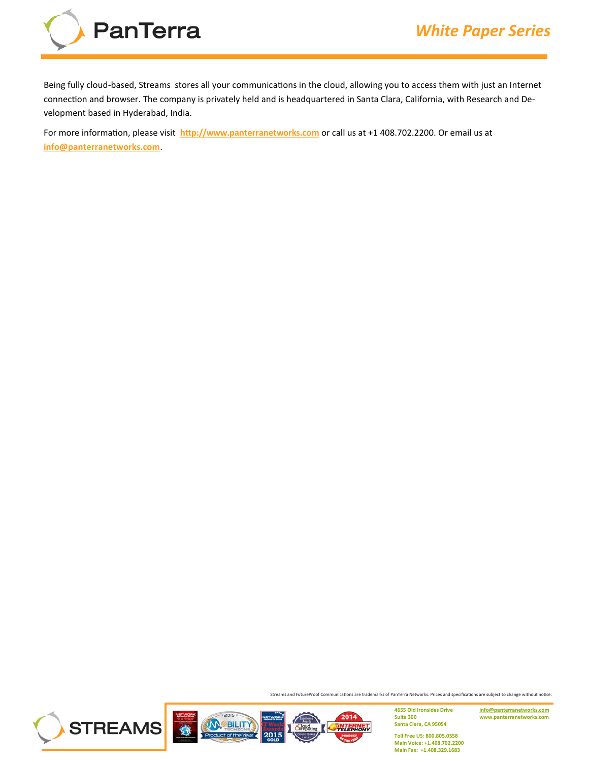Being fully cloud-based, Streams  stores all your communications in the cloud, allowing you to access them with just an Internet connection and browser. The company is privately held and is headquartered in Santa Clara, California, with Research and Development based in Hyderabad, India.

For more information, please visit  **http://www.panterranetworks.com** or call us at +1 408.702.2200. Or email us at **info@panterranetworks.com**.